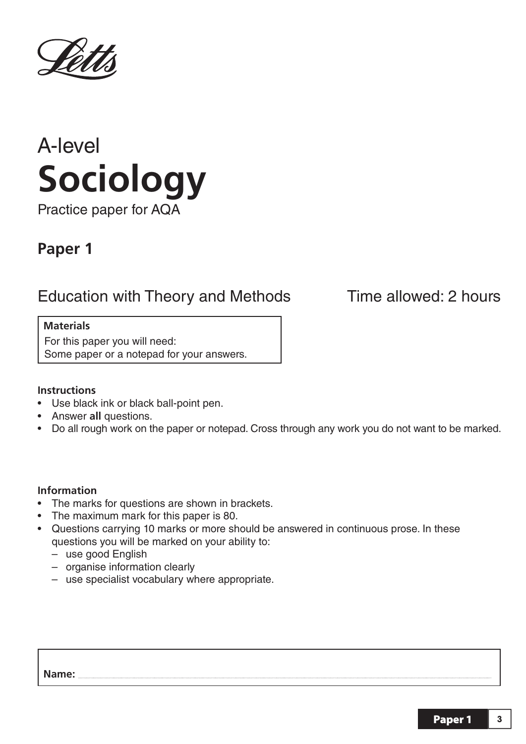Letts

A-level

# Sociology

Practice paper for AQA

## Paper 1

Education with Theory and Methods

Time allowed: 2 hours

**Materials**

For this paper you will need:
Some paper or a notepad for your answers.

**Instructions**

- Use black ink or black ball-point pen.
- Answer **all** questions.
- Do all rough work on the paper or notepad. Cross through any work you do not want to be marked.

**Information**

- The marks for questions are shown in brackets.
- The maximum mark for this paper is 80.
- Questions carrying 10 marks or more should be answered in continuous prose. In these questions you will be marked on your ability to:
  - use good English
  - organise information clearly
  - use specialist vocabulary where appropriate.

**Name:** ....................................................................................................................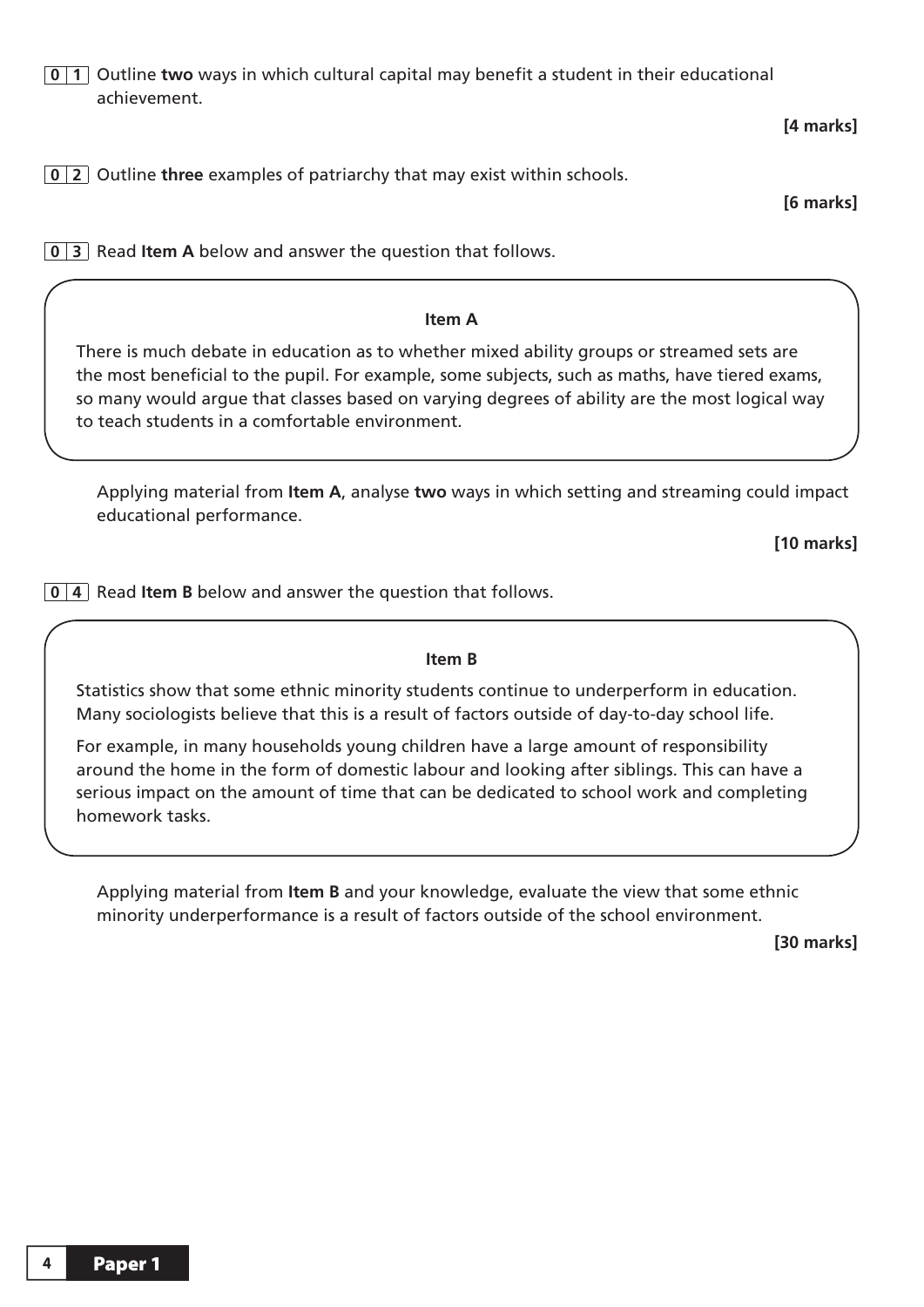**0 1** Outline **two** ways in which cultural capital may benefit a student in their educational achievement.

**[4 marks]**

**0 2** Outline **three** examples of patriarchy that may exist within schools.

**[6 marks]**

**0 3** Read **Item A** below and answer the question that follows.

> **Item A**
>
> There is much debate in education as to whether mixed ability groups or streamed sets are the most beneficial to the pupil. For example, some subjects, such as maths, have tiered exams, so many would argue that classes based on varying degrees of ability are the most logical way to teach students in a comfortable environment.

Applying material from **Item A**, analyse **two** ways in which setting and streaming could impact educational performance.

**[10 marks]**

**0 4** Read **Item B** below and answer the question that follows.

> **Item B**
>
> Statistics show that some ethnic minority students continue to underperform in education. Many sociologists believe that this is a result of factors outside of day-to-day school life.
>
> For example, in many households young children have a large amount of responsibility around the home in the form of domestic labour and looking after siblings. This can have a serious impact on the amount of time that can be dedicated to school work and completing homework tasks.

Applying material from **Item B** and your knowledge, evaluate the view that some ethnic minority underperformance is a result of factors outside of the school environment.

**[30 marks]**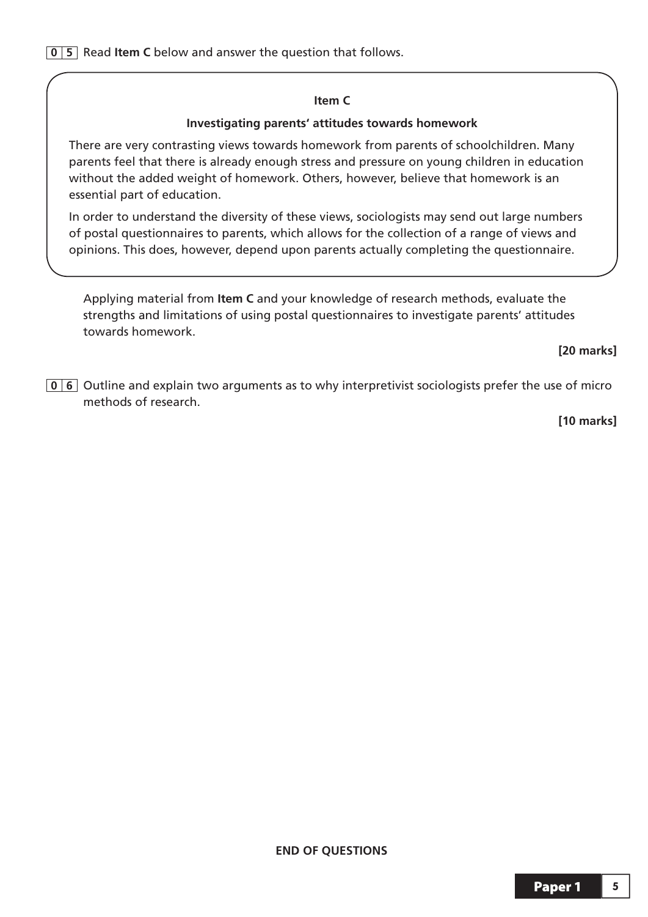**0 5** Read **Item C** below and answer the question that follows.

**Item C**

**Investigating parents' attitudes towards homework**

There are very contrasting views towards homework from parents of schoolchildren. Many parents feel that there is already enough stress and pressure on young children in education without the added weight of homework. Others, however, believe that homework is an essential part of education.

In order to understand the diversity of these views, sociologists may send out large numbers of postal questionnaires to parents, which allows for the collection of a range of views and opinions. This does, however, depend upon parents actually completing the questionnaire.

Applying material from **Item C** and your knowledge of research methods, evaluate the strengths and limitations of using postal questionnaires to investigate parents' attitudes towards homework.

**[20 marks]**

**0 6** Outline and explain two arguments as to why interpretivist sociologists prefer the use of micro methods of research.

**[10 marks]**

**END OF QUESTIONS**